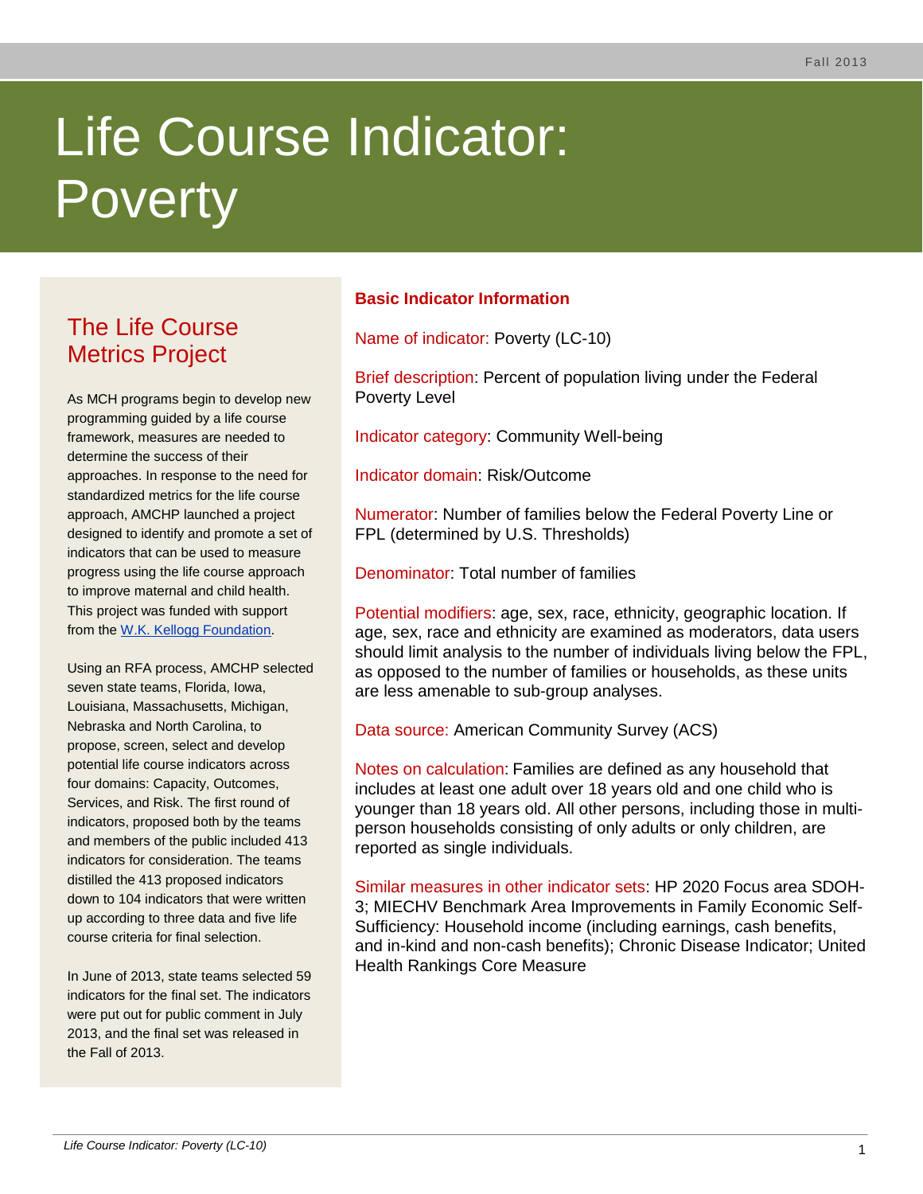Fall 2013

# Life Course Indicator: Poverty

## The Life Course Metrics Project

As MCH programs begin to develop new programming guided by a life course framework, measures are needed to determine the success of their approaches. In response to the need for standardized metrics for the life course approach, AMCHP launched a project designed to identify and promote a set of indicators that can be used to measure progress using the life course approach to improve maternal and child health. This project was funded with support from the [W.K. Kellogg Foundation](#).

Using an RFA process, AMCHP selected seven state teams, Florida, Iowa, Louisiana, Massachusetts, Michigan, Nebraska and North Carolina, to propose, screen, select and develop potential life course indicators across four domains: Capacity, Outcomes, Services, and Risk. The first round of indicators, proposed both by the teams and members of the public included 413 indicators for consideration. The teams distilled the 413 proposed indicators down to 104 indicators that were written up according to three data and five life course criteria for final selection.

In June of 2013, state teams selected 59 indicators for the final set. The indicators were put out for public comment in July 2013, and the final set was released in the Fall of 2013.

## Basic Indicator Information

Name of indicator: Poverty (LC-10)

Brief description: Percent of population living under the Federal Poverty Level

Indicator category: Community Well-being

Indicator domain: Risk/Outcome

Numerator: Number of families below the Federal Poverty Line or FPL (determined by U.S. Thresholds)

Denominator: Total number of families

Potential modifiers: age, sex, race, ethnicity, geographic location. If age, sex, race and ethnicity are examined as moderators, data users should limit analysis to the number of individuals living below the FPL, as opposed to the number of families or households, as these units are less amenable to sub-group analyses.

Data source: American Community Survey (ACS)

Notes on calculation: Families are defined as any household that includes at least one adult over 18 years old and one child who is younger than 18 years old. All other persons, including those in multi-person households consisting of only adults or only children, are reported as single individuals.

Similar measures in other indicator sets: HP 2020 Focus area SDOH-3; MIECHV Benchmark Area Improvements in Family Economic Self-Sufficiency: Household income (including earnings, cash benefits, and in-kind and non-cash benefits); Chronic Disease Indicator; United Health Rankings Core Measure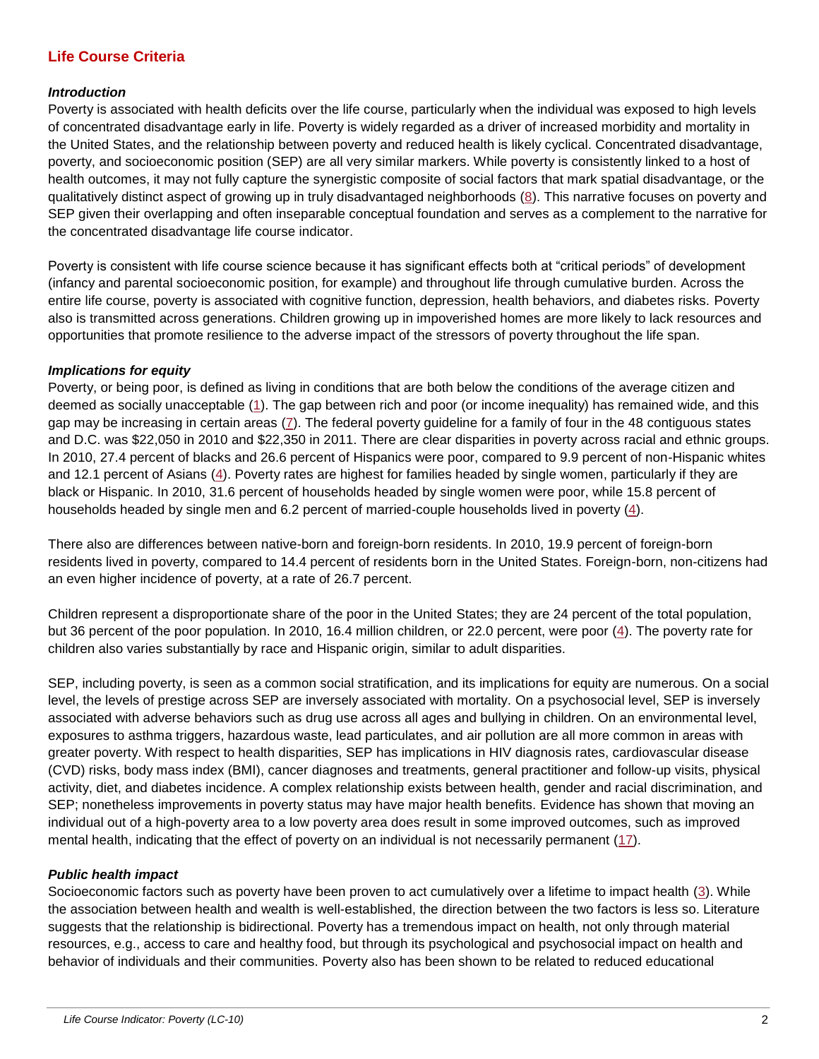## Life Course Criteria

### *Introduction*

Poverty is associated with health deficits over the life course, particularly when the individual was exposed to high levels of concentrated disadvantage early in life. Poverty is widely regarded as a driver of increased morbidity and mortality in the United States, and the relationship between poverty and reduced health is likely cyclical. Concentrated disadvantage, poverty, and socioeconomic position (SEP) are all very similar markers. While poverty is consistently linked to a host of health outcomes, it may not fully capture the synergistic composite of social factors that mark spatial disadvantage, or the qualitatively distinct aspect of growing up in truly disadvantaged neighborhoods (8). This narrative focuses on poverty and SEP given their overlapping and often inseparable conceptual foundation and serves as a complement to the narrative for the concentrated disadvantage life course indicator.

Poverty is consistent with life course science because it has significant effects both at "critical periods" of development (infancy and parental socioeconomic position, for example) and throughout life through cumulative burden. Across the entire life course, poverty is associated with cognitive function, depression, health behaviors, and diabetes risks. Poverty also is transmitted across generations. Children growing up in impoverished homes are more likely to lack resources and opportunities that promote resilience to the adverse impact of the stressors of poverty throughout the life span.

### *Implications for equity*

Poverty, or being poor, is defined as living in conditions that are both below the conditions of the average citizen and deemed as socially unacceptable (1). The gap between rich and poor (or income inequality) has remained wide, and this gap may be increasing in certain areas (7). The federal poverty guideline for a family of four in the 48 contiguous states and D.C. was $22,050 in 2010 and $22,350 in 2011. There are clear disparities in poverty across racial and ethnic groups. In 2010, 27.4 percent of blacks and 26.6 percent of Hispanics were poor, compared to 9.9 percent of non-Hispanic whites and 12.1 percent of Asians (4). Poverty rates are highest for families headed by single women, particularly if they are black or Hispanic. In 2010, 31.6 percent of households headed by single women were poor, while 15.8 percent of households headed by single men and 6.2 percent of married-couple households lived in poverty (4).

There also are differences between native-born and foreign-born residents. In 2010, 19.9 percent of foreign-born residents lived in poverty, compared to 14.4 percent of residents born in the United States. Foreign-born, non-citizens had an even higher incidence of poverty, at a rate of 26.7 percent.

Children represent a disproportionate share of the poor in the United States; they are 24 percent of the total population, but 36 percent of the poor population. In 2010, 16.4 million children, or 22.0 percent, were poor (4). The poverty rate for children also varies substantially by race and Hispanic origin, similar to adult disparities.

SEP, including poverty, is seen as a common social stratification, and its implications for equity are numerous. On a social level, the levels of prestige across SEP are inversely associated with mortality. On a psychosocial level, SEP is inversely associated with adverse behaviors such as drug use across all ages and bullying in children. On an environmental level, exposures to asthma triggers, hazardous waste, lead particulates, and air pollution are all more common in areas with greater poverty. With respect to health disparities, SEP has implications in HIV diagnosis rates, cardiovascular disease (CVD) risks, body mass index (BMI), cancer diagnoses and treatments, general practitioner and follow-up visits, physical activity, diet, and diabetes incidence. A complex relationship exists between health, gender and racial discrimination, and SEP; nonetheless improvements in poverty status may have major health benefits. Evidence has shown that moving an individual out of a high-poverty area to a low poverty area does result in some improved outcomes, such as improved mental health, indicating that the effect of poverty on an individual is not necessarily permanent (17).

### *Public health impact*

Socioeconomic factors such as poverty have been proven to act cumulatively over a lifetime to impact health (3). While the association between health and wealth is well-established, the direction between the two factors is less so. Literature suggests that the relationship is bidirectional. Poverty has a tremendous impact on health, not only through material resources, e.g., access to care and healthy food, but through its psychological and psychosocial impact on health and behavior of individuals and their communities. Poverty also has been shown to be related to reduced educational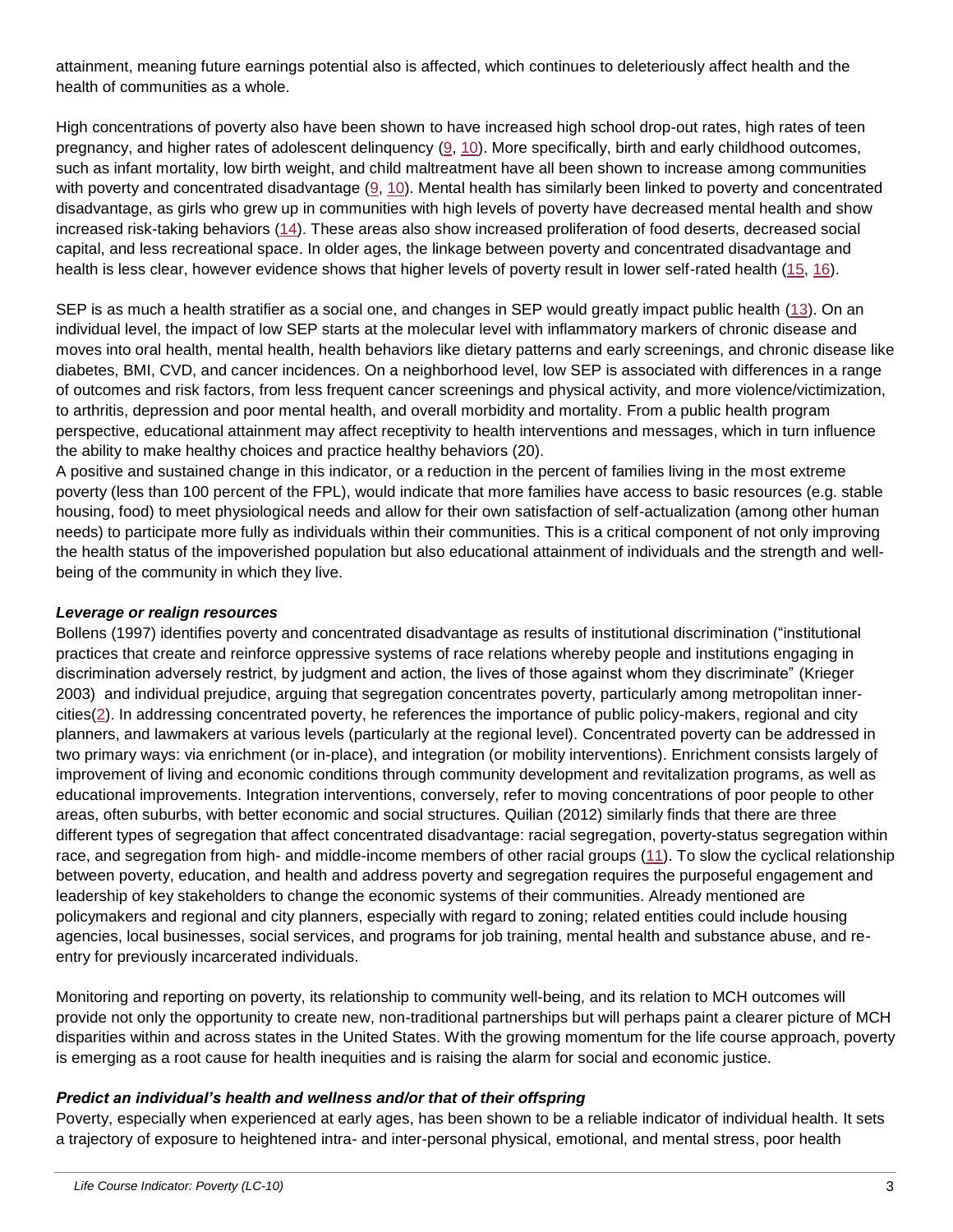attainment, meaning future earnings potential also is affected, which continues to deleteriously affect health and the health of communities as a whole.

High concentrations of poverty also have been shown to have increased high school drop-out rates, high rates of teen pregnancy, and higher rates of adolescent delinquency (9, 10). More specifically, birth and early childhood outcomes, such as infant mortality, low birth weight, and child maltreatment have all been shown to increase among communities with poverty and concentrated disadvantage (9, 10). Mental health has similarly been linked to poverty and concentrated disadvantage, as girls who grew up in communities with high levels of poverty have decreased mental health and show increased risk-taking behaviors (14). These areas also show increased proliferation of food deserts, decreased social capital, and less recreational space. In older ages, the linkage between poverty and concentrated disadvantage and health is less clear, however evidence shows that higher levels of poverty result in lower self-rated health (15, 16).

SEP is as much a health stratifier as a social one, and changes in SEP would greatly impact public health (13). On an individual level, the impact of low SEP starts at the molecular level with inflammatory markers of chronic disease and moves into oral health, mental health, health behaviors like dietary patterns and early screenings, and chronic disease like diabetes, BMI, CVD, and cancer incidences. On a neighborhood level, low SEP is associated with differences in a range of outcomes and risk factors, from less frequent cancer screenings and physical activity, and more violence/victimization, to arthritis, depression and poor mental health, and overall morbidity and mortality. From a public health program perspective, educational attainment may affect receptivity to health interventions and messages, which in turn influence the ability to make healthy choices and practice healthy behaviors (20).

A positive and sustained change in this indicator, or a reduction in the percent of families living in the most extreme poverty (less than 100 percent of the FPL), would indicate that more families have access to basic resources (e.g. stable housing, food) to meet physiological needs and allow for their own satisfaction of self-actualization (among other human needs) to participate more fully as individuals within their communities. This is a critical component of not only improving the health status of the impoverished population but also educational attainment of individuals and the strength and well-being of the community in which they live.

***Leverage or realign resources***

Bollens (1997) identifies poverty and concentrated disadvantage as results of institutional discrimination ("institutional practices that create and reinforce oppressive systems of race relations whereby people and institutions engaging in discrimination adversely restrict, by judgment and action, the lives of those against whom they discriminate" (Krieger 2003) and individual prejudice, arguing that segregation concentrates poverty, particularly among metropolitan inner-cities(2). In addressing concentrated poverty, he references the importance of public policy-makers, regional and city planners, and lawmakers at various levels (particularly at the regional level). Concentrated poverty can be addressed in two primary ways: via enrichment (or in-place), and integration (or mobility interventions). Enrichment consists largely of improvement of living and economic conditions through community development and revitalization programs, as well as educational improvements. Integration interventions, conversely, refer to moving concentrations of poor people to other areas, often suburbs, with better economic and social structures. Quilian (2012) similarly finds that there are three different types of segregation that affect concentrated disadvantage: racial segregation, poverty-status segregation within race, and segregation from high- and middle-income members of other racial groups (11). To slow the cyclical relationship between poverty, education, and health and address poverty and segregation requires the purposeful engagement and leadership of key stakeholders to change the economic systems of their communities. Already mentioned are policymakers and regional and city planners, especially with regard to zoning; related entities could include housing agencies, local businesses, social services, and programs for job training, mental health and substance abuse, and re-entry for previously incarcerated individuals.

Monitoring and reporting on poverty, its relationship to community well-being, and its relation to MCH outcomes will provide not only the opportunity to create new, non-traditional partnerships but will perhaps paint a clearer picture of MCH disparities within and across states in the United States. With the growing momentum for the life course approach, poverty is emerging as a root cause for health inequities and is raising the alarm for social and economic justice.

***Predict an individual's health and wellness and/or that of their offspring***

Poverty, especially when experienced at early ages, has been shown to be a reliable indicator of individual health. It sets a trajectory of exposure to heightened intra- and inter-personal physical, emotional, and mental stress, poor health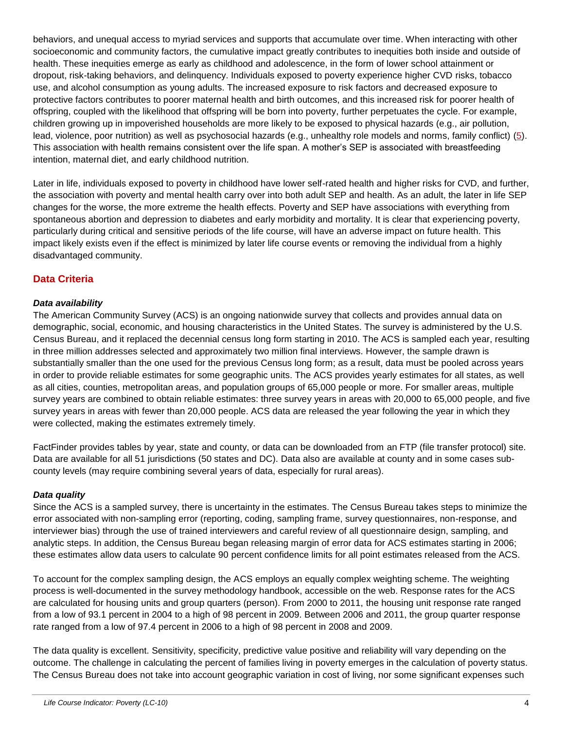behaviors, and unequal access to myriad services and supports that accumulate over time. When interacting with other socioeconomic and community factors, the cumulative impact greatly contributes to inequities both inside and outside of health. These inequities emerge as early as childhood and adolescence, in the form of lower school attainment or dropout, risk-taking behaviors, and delinquency. Individuals exposed to poverty experience higher CVD risks, tobacco use, and alcohol consumption as young adults. The increased exposure to risk factors and decreased exposure to protective factors contributes to poorer maternal health and birth outcomes, and this increased risk for poorer health of offspring, coupled with the likelihood that offspring will be born into poverty, further perpetuates the cycle. For example, children growing up in impoverished households are more likely to be exposed to physical hazards (e.g., air pollution, lead, violence, poor nutrition) as well as psychosocial hazards (e.g., unhealthy role models and norms, family conflict) (5). This association with health remains consistent over the life span. A mother's SEP is associated with breastfeeding intention, maternal diet, and early childhood nutrition.

Later in life, individuals exposed to poverty in childhood have lower self-rated health and higher risks for CVD, and further, the association with poverty and mental health carry over into both adult SEP and health. As an adult, the later in life SEP changes for the worse, the more extreme the health effects. Poverty and SEP have associations with everything from spontaneous abortion and depression to diabetes and early morbidity and mortality. It is clear that experiencing poverty, particularly during critical and sensitive periods of the life course, will have an adverse impact on future health. This impact likely exists even if the effect is minimized by later life course events or removing the individual from a highly disadvantaged community.

## Data Criteria

### *Data availability*

The American Community Survey (ACS) is an ongoing nationwide survey that collects and provides annual data on demographic, social, economic, and housing characteristics in the United States. The survey is administered by the U.S. Census Bureau, and it replaced the decennial census long form starting in 2010. The ACS is sampled each year, resulting in three million addresses selected and approximately two million final interviews. However, the sample drawn is substantially smaller than the one used for the previous Census long form; as a result, data must be pooled across years in order to provide reliable estimates for some geographic units. The ACS provides yearly estimates for all states, as well as all cities, counties, metropolitan areas, and population groups of 65,000 people or more. For smaller areas, multiple survey years are combined to obtain reliable estimates: three survey years in areas with 20,000 to 65,000 people, and five survey years in areas with fewer than 20,000 people. ACS data are released the year following the year in which they were collected, making the estimates extremely timely.

FactFinder provides tables by year, state and county, or data can be downloaded from an FTP (file transfer protocol) site. Data are available for all 51 jurisdictions (50 states and DC). Data also are available at county and in some cases sub-county levels (may require combining several years of data, especially for rural areas).

### *Data quality*

Since the ACS is a sampled survey, there is uncertainty in the estimates. The Census Bureau takes steps to minimize the error associated with non-sampling error (reporting, coding, sampling frame, survey questionnaires, non-response, and interviewer bias) through the use of trained interviewers and careful review of all questionnaire design, sampling, and analytic steps. In addition, the Census Bureau began releasing margin of error data for ACS estimates starting in 2006; these estimates allow data users to calculate 90 percent confidence limits for all point estimates released from the ACS.

To account for the complex sampling design, the ACS employs an equally complex weighting scheme. The weighting process is well-documented in the survey methodology handbook, accessible on the web. Response rates for the ACS are calculated for housing units and group quarters (person). From 2000 to 2011, the housing unit response rate ranged from a low of 93.1 percent in 2004 to a high of 98 percent in 2009. Between 2006 and 2011, the group quarter response rate ranged from a low of 97.4 percent in 2006 to a high of 98 percent in 2008 and 2009.

The data quality is excellent. Sensitivity, specificity, predictive value positive and reliability will vary depending on the outcome. The challenge in calculating the percent of families living in poverty emerges in the calculation of poverty status. The Census Bureau does not take into account geographic variation in cost of living, nor some significant expenses such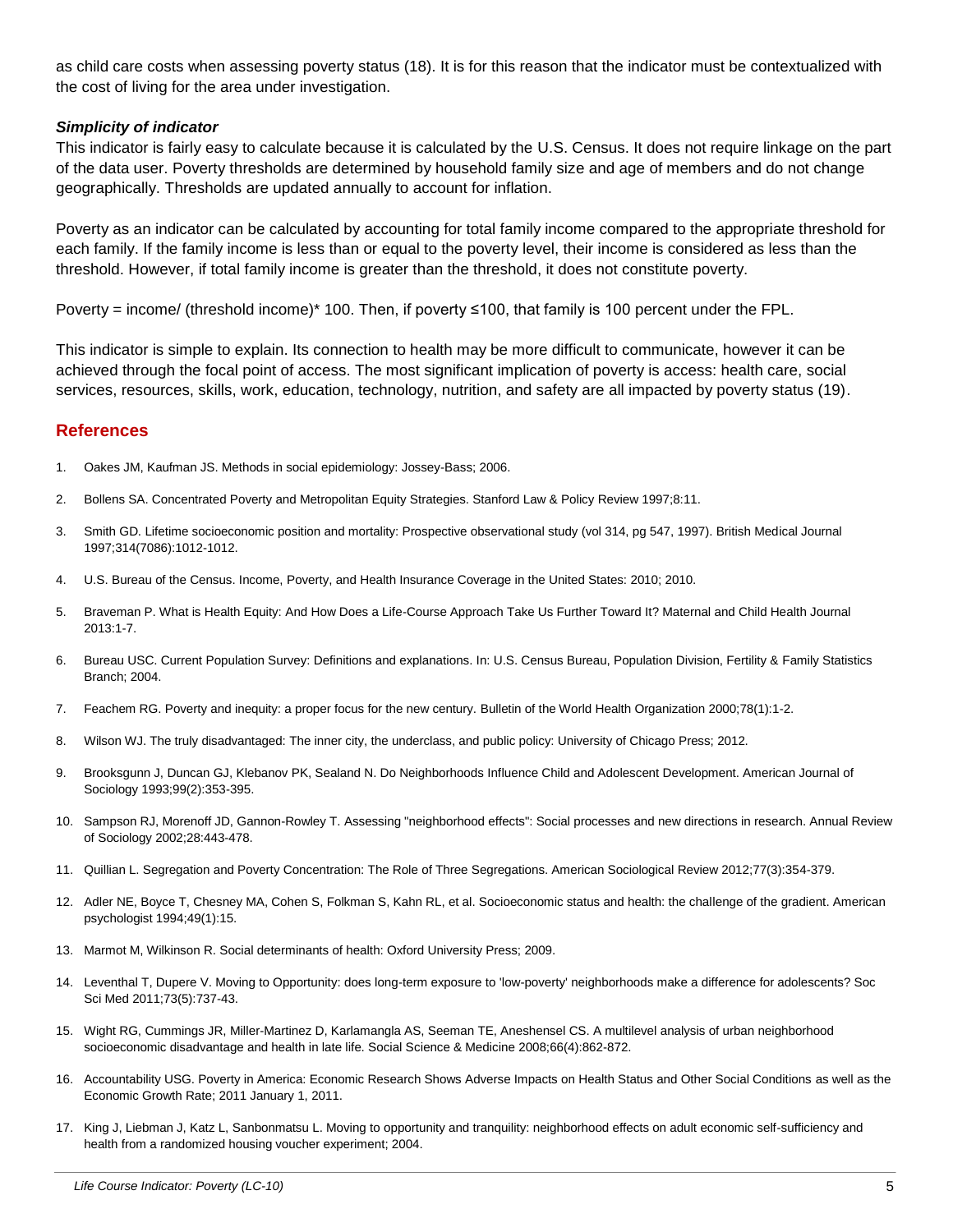as child care costs when assessing poverty status (18). It is for this reason that the indicator must be contextualized with the cost of living for the area under investigation.

### *Simplicity of indicator*

This indicator is fairly easy to calculate because it is calculated by the U.S. Census. It does not require linkage on the part of the data user. Poverty thresholds are determined by household family size and age of members and do not change geographically. Thresholds are updated annually to account for inflation.

Poverty as an indicator can be calculated by accounting for total family income compared to the appropriate threshold for each family. If the family income is less than or equal to the poverty level, their income is considered as less than the threshold. However, if total family income is greater than the threshold, it does not constitute poverty.

Poverty = income/ (threshold income)* 100. Then, if poverty ≤100, that family is 100 percent under the FPL.

This indicator is simple to explain. Its connection to health may be more difficult to communicate, however it can be achieved through the focal point of access. The most significant implication of poverty is access: health care, social services, resources, skills, work, education, technology, nutrition, and safety are all impacted by poverty status (19).

## References

1. Oakes JM, Kaufman JS. Methods in social epidemiology: Jossey-Bass; 2006.
2. Bollens SA. Concentrated Poverty and Metropolitan Equity Strategies. Stanford Law & Policy Review 1997;8:11.
3. Smith GD. Lifetime socioeconomic position and mortality: Prospective observational study (vol 314, pg 547, 1997). British Medical Journal 1997;314(7086):1012-1012.
4. U.S. Bureau of the Census. Income, Poverty, and Health Insurance Coverage in the United States: 2010; 2010.
5. Braveman P. What is Health Equity: And How Does a Life-Course Approach Take Us Further Toward It? Maternal and Child Health Journal 2013:1-7.
6. Bureau USC. Current Population Survey: Definitions and explanations. In: U.S. Census Bureau, Population Division, Fertility & Family Statistics Branch; 2004.
7. Feachem RG. Poverty and inequity: a proper focus for the new century. Bulletin of the World Health Organization 2000;78(1):1-2.
8. Wilson WJ. The truly disadvantaged: The inner city, the underclass, and public policy: University of Chicago Press; 2012.
9. Brooksgunn J, Duncan GJ, Klebanov PK, Sealand N. Do Neighborhoods Influence Child and Adolescent Development. American Journal of Sociology 1993;99(2):353-395.
10. Sampson RJ, Morenoff JD, Gannon-Rowley T. Assessing "neighborhood effects": Social processes and new directions in research. Annual Review of Sociology 2002;28:443-478.
11. Quillian L. Segregation and Poverty Concentration: The Role of Three Segregations. American Sociological Review 2012;77(3):354-379.
12. Adler NE, Boyce T, Chesney MA, Cohen S, Folkman S, Kahn RL, et al. Socioeconomic status and health: the challenge of the gradient. American psychologist 1994;49(1):15.
13. Marmot M, Wilkinson R. Social determinants of health: Oxford University Press; 2009.
14. Leventhal T, Dupere V. Moving to Opportunity: does long-term exposure to 'low-poverty' neighborhoods make a difference for adolescents? Soc Sci Med 2011;73(5):737-43.
15. Wight RG, Cummings JR, Miller-Martinez D, Karlamangla AS, Seeman TE, Aneshensel CS. A multilevel analysis of urban neighborhood socioeconomic disadvantage and health in late life. Social Science & Medicine 2008;66(4):862-872.
16. Accountability USG. Poverty in America: Economic Research Shows Adverse Impacts on Health Status and Other Social Conditions as well as the Economic Growth Rate; 2011 January 1, 2011.
17. King J, Liebman J, Katz L, Sanbonmatsu L. Moving to opportunity and tranquility: neighborhood effects on adult economic self-sufficiency and health from a randomized housing voucher experiment; 2004.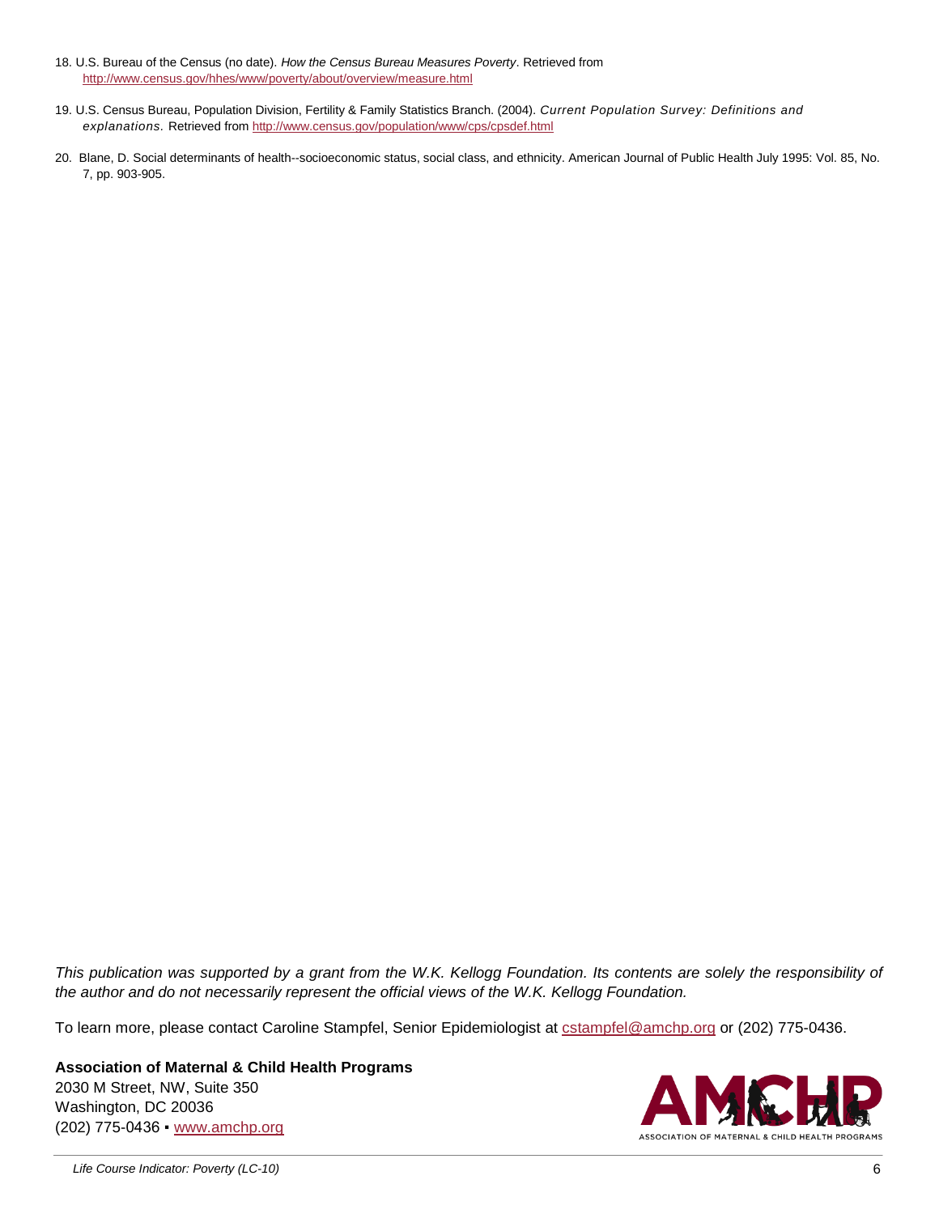18. U.S. Bureau of the Census (no date). *How the Census Bureau Measures Poverty*. Retrieved from http://www.census.gov/hhes/www/poverty/about/overview/measure.html

19. U.S. Census Bureau, Population Division, Fertility & Family Statistics Branch. (2004). *Current Population Survey: Definitions and explanations.* Retrieved from http://www.census.gov/population/www/cps/cpsdef.html

20. Blane, D. Social determinants of health--socioeconomic status, social class, and ethnicity. American Journal of Public Health July 1995: Vol. 85, No. 7, pp. 903-905.

*This publication was supported by a grant from the W.K. Kellogg Foundation. Its contents are solely the responsibility of the author and do not necessarily represent the official views of the W.K. Kellogg Foundation.*

To learn more, please contact Caroline Stampfel, Senior Epidemiologist at cstampfel@amchp.org or (202) 775-0436.

**Association of Maternal & Child Health Programs**
2030 M Street, NW, Suite 350
Washington, DC 20036
(202) 775-0436 ▪ www.amchp.org

AMCHP
ASSOCIATION OF MATERNAL & CHILD HEALTH PROGRAMS